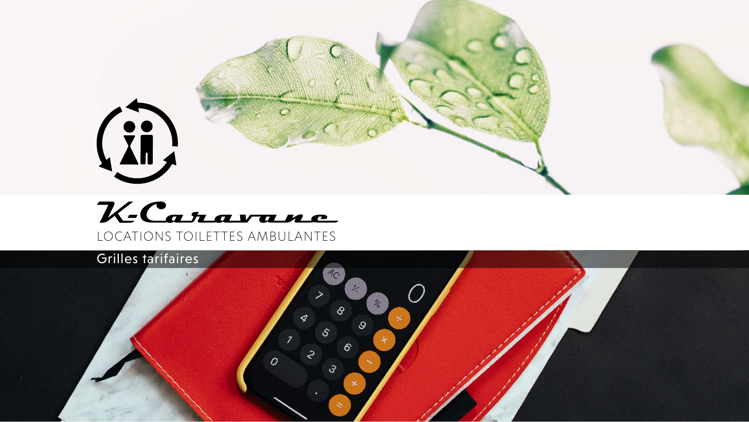# K-Caravane

LOCATIONS TOILETTES AMBULANTES

## Grilles tarifaires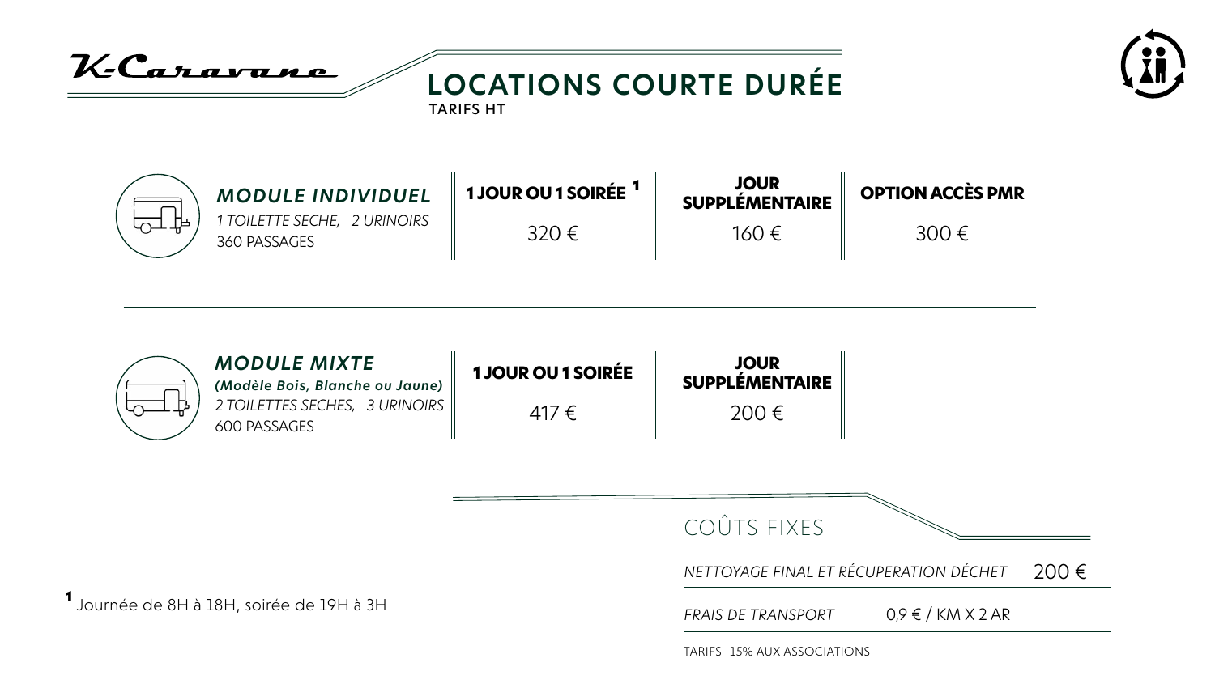K-Caravane

# LOCATIONS COURTE DURÉE

TARIFS HT

| | 1 JOUR OU 1 SOIRÉE [1] | JOUR SUPPLÉMENTAIRE | OPTION ACCÈS PMR |
|---|---|---|---|
| ***MODULE INDIVIDUEL***<br>*1 TOILETTE SECHE, 2 URINOIRS*<br>360 PASSAGES | 320 € | 160 € | 300 € |

| | 1 JOUR OU 1 SOIRÉE | JOUR SUPPLÉMENTAIRE |
|---|---|---|
| ***MODULE MIXTE***<br>***(Modèle Bois, Blanche ou Jaune)***<br>*2 TOILETTES SECHES, 3 URINOIRS*<br>600 PASSAGES | 417 € | 200 € |

## COÛTS FIXES

| | |
|---|---|
| *NETTOYAGE FINAL ET RÉCUPERATION DÉCHET* | 200 € |
| *FRAIS DE TRANSPORT* | 0,9 € / KM X 2 AR |

TARIFS -15% AUX ASSOCIATIONS

[1] Journée de 8H à 18H, soirée de 19H à 3H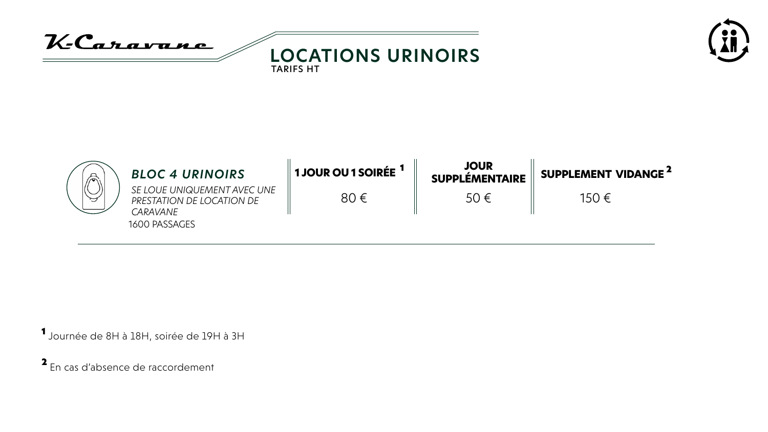K-Caravane

# LOCATIONS URINOIRS

TARIFS HT

| | 1 JOUR OU 1 SOIRÉE [1] | JOUR SUPPLÉMENTAIRE | SUPPLEMENT VIDANGE [2] |
|---|---|---|---|
| ***BLOC 4 URINOIRS***<br>*SE LOUE UNIQUEMENT AVEC UNE PRESTATION DE LOCATION DE CARAVANE*<br>1600 PASSAGES | 80 € | 50 € | 150 € |

[1] Journée de 8H à 18H, soirée de 19H à 3H

[2] En cas d'absence de raccordement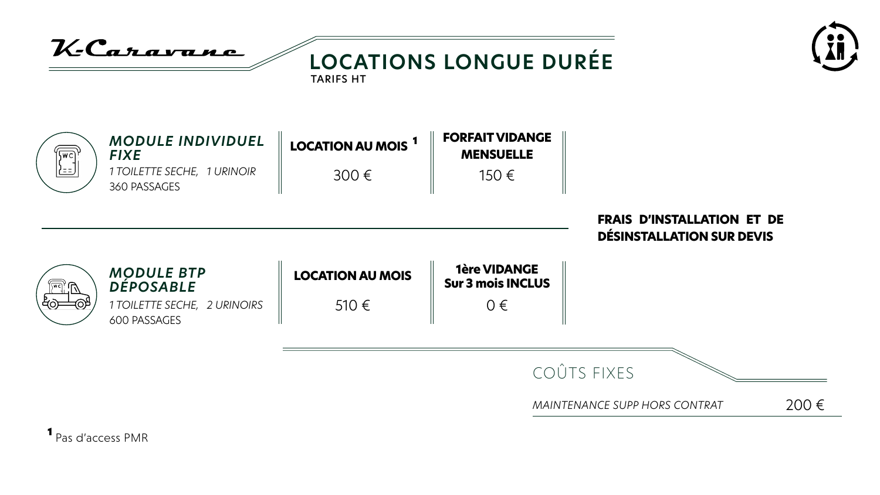K-Caravane

# LOCATIONS LONGUE DURÉE

TARIFS HT

| Module | LOCATION AU MOIS | Vidange |
|---|---|---|
| ***MODULE INDIVIDUEL FIXE*** *1 TOILETTE SECHE, 1 URINOIR* 360 PASSAGES | **LOCATION AU MOIS [1]** 300 € | **FORFAIT VIDANGE MENSUELLE** 150 € |
| ***MODULE BTP DÉPOSABLE*** *1 TOILETTE SECHE, 2 URINOIRS* 600 PASSAGES | **LOCATION AU MOIS** 510 € | **1ère VIDANGE Sur 3 mois INCLUS** 0 € |

**FRAIS D'INSTALLATION ET DE DÉSINSTALLATION SUR DEVIS**

## COÛTS FIXES

| | |
|---|---|
| *MAINTENANCE SUPP HORS CONTRAT* | 200 € |

[1] Pas d'access PMR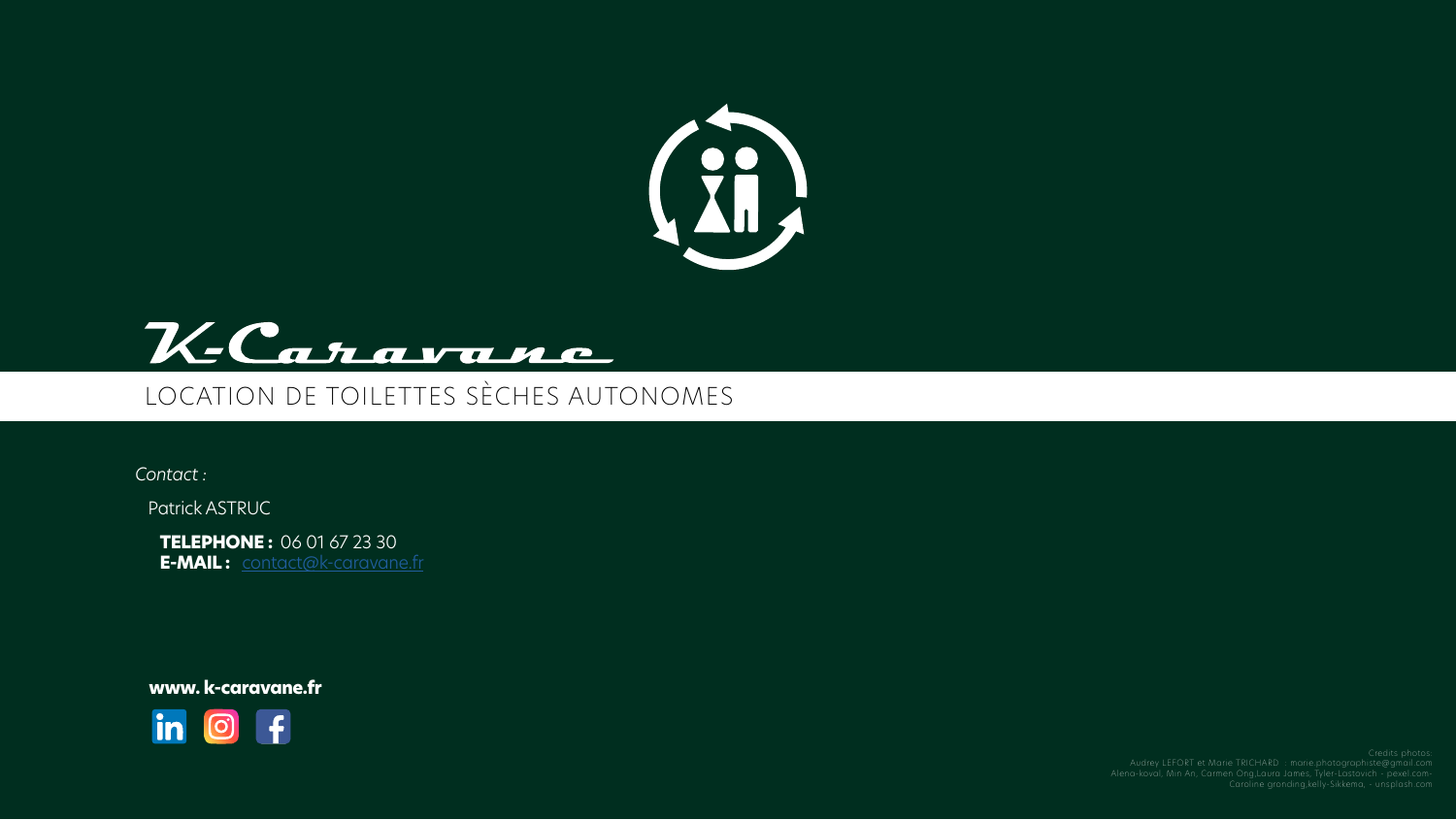# K-Caravane

LOCATION DE TOILETTES SÈCHES AUTONOMES

*Contact :*

Patrick ASTRUC

**TELEPHONE :** 06 01 67 23 30
**E-MAIL :** contact@k-caravane.fr

**www. k-caravane.fr**

Credits photos:
Audrey LEFORT et Marie TRICHARD : marie.photographiste@gmail.com
Alena-koval, Min An, Carmen Ong,Laura James, Tyler-Lastovich - pexel.com-
Caroline.grancling,kelly-Sikkema, - unsplash.com